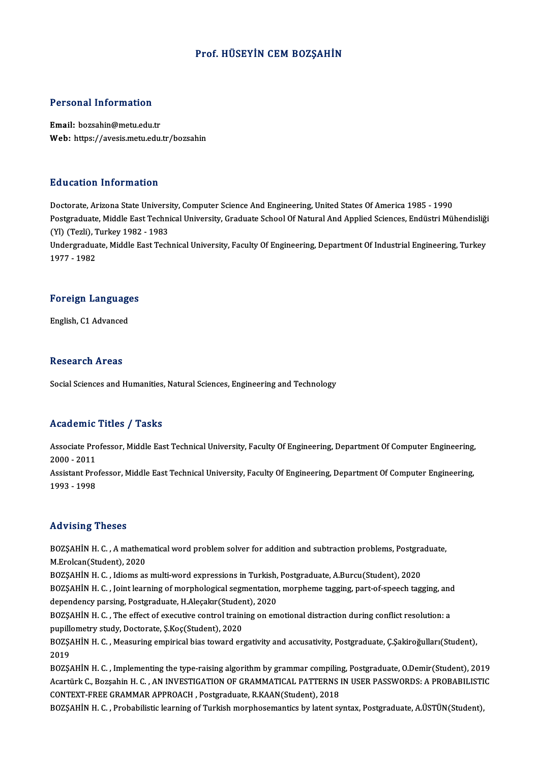# Prof. HÜSEYİN CEM BOZŞAHİN

## Personal Information

**Email:** bozsahin@metu.edu.tr
**Web:** https://avesis.metu.edu.tr/bozsahin

## Education Information

Doctorate, Arizona State University, Computer Science And Engineering, United States Of America 1985 - 1990
Postgraduate, Middle East Technical University, Graduate School Of Natural And Applied Sciences, Endüstri Mühendisliği (Yl) (Tezli), Turkey 1982 - 1983
Undergraduate, Middle East Technical University, Faculty Of Engineering, Department Of Industrial Engineering, Turkey 1977 - 1982

## Foreign Languages

English, C1 Advanced

## Research Areas

Social Sciences and Humanities, Natural Sciences, Engineering and Technology

## Academic Titles / Tasks

Associate Professor, Middle East Technical University, Faculty Of Engineering, Department Of Computer Engineering, 2000 - 2011
Assistant Professor, Middle East Technical University, Faculty Of Engineering, Department Of Computer Engineering, 1993 - 1998

## Advising Theses

BOZŞAHİN H. C. , A mathematical word problem solver for addition and subtraction problems, Postgraduate, M.Erolcan(Student), 2020
BOZŞAHİN H. C. , Idioms as multi-word expressions in Turkish, Postgraduate, A.Burcu(Student), 2020
BOZŞAHİN H. C. , Joint learning of morphological segmentation, morpheme tagging, part-of-speech tagging, and dependency parsing, Postgraduate, H.Aleçakır(Student), 2020
BOZŞAHİN H. C. , The effect of executive control training on emotional distraction during conflict resolution: a pupillometry study, Doctorate, Ş.Koç(Student), 2020
BOZŞAHİN H. C. , Measuring empirical bias toward ergativity and accusativity, Postgraduate, Ç.Şakiroğulları(Student), 2019
BOZŞAHİN H. C. , Implementing the type-raising algorithm by grammar compiling, Postgraduate, O.Demir(Student), 2019
Acartürk C., Bozşahin H. C. , AN INVESTIGATION OF GRAMMATICAL PATTERNS IN USER PASSWORDS: A PROBABILISTIC CONTEXT-FREE GRAMMAR APPROACH , Postgraduate, R.KAAN(Student), 2018
BOZŞAHİN H. C. , Probabilistic learning of Turkish morphosemantics by latent syntax, Postgraduate, A.ÜSTÜN(Student),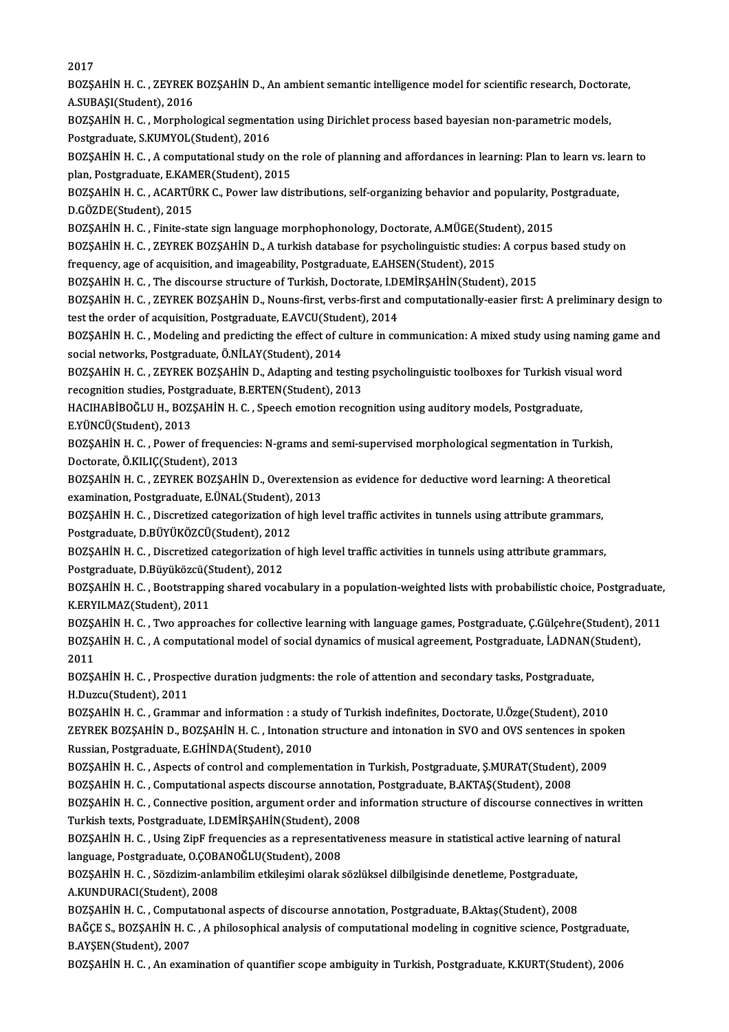2017

BOZŞAHİN H. C. , ZEYREK BOZŞAHİN D., An ambient semantic intelligence model for scientific research, Doctorate, A.SUBAŞI(Student), 2016

BOZŞAHİN H. C. , Morphological segmentation using Dirichlet process based bayesian non-parametric models, Postgraduate, S.KUMYOL(Student), 2016

BOZŞAHİN H. C. , A computational study on the role of planning and affordances in learning: Plan to learn vs. learn to plan, Postgraduate, E.KAMER(Student), 2015

BOZŞAHİN H. C. , ACARTÜRK C., Power law distributions, self-organizing behavior and popularity, Postgraduate, D.GÖZDE(Student), 2015

BOZŞAHİN H. C. , Finite-state sign language morphophonology, Doctorate, A.MÜGE(Student), 2015

BOZŞAHİN H. C. , ZEYREK BOZŞAHİN D., A turkish database for psycholinguistic studies: A corpus based study on frequency, age of acquisition, and imageability, Postgraduate, E.AHSEN(Student), 2015

BOZŞAHİN H. C. , The discourse structure of Turkish, Doctorate, I.DEMİRŞAHİN(Student), 2015

BOZŞAHİN H. C. , ZEYREK BOZŞAHİN D., Nouns-first, verbs-first and computationally-easier first: A preliminary design to test the order of acquisition, Postgraduate, E.AVCU(Student), 2014

BOZŞAHİN H. C. , Modeling and predicting the effect of culture in communication: A mixed study using naming game and social networks, Postgraduate, Ö.NİLAY(Student), 2014

BOZŞAHİN H. C. , ZEYREK BOZŞAHİN D., Adapting and testing psycholinguistic toolboxes for Turkish visual word recognition studies, Postgraduate, B.ERTEN(Student), 2013

HACIHABİBOĞLU H., BOZŞAHİN H. C. , Speech emotion recognition using auditory models, Postgraduate, E.YÜNCÜ(Student), 2013

BOZŞAHİN H. C. , Power of frequencies: N-grams and semi-supervised morphological segmentation in Turkish, Doctorate, Ö.KILIÇ(Student), 2013

BOZŞAHİN H. C. , ZEYREK BOZŞAHİN D., Overextension as evidence for deductive word learning: A theoretical examination, Postgraduate, E.ÜNAL(Student), 2013

BOZŞAHİN H. C. , Discretized categorization of high level traffic activites in tunnels using attribute grammars, Postgraduate, D.BÜYÜKÖZCÜ(Student), 2012

BOZŞAHİN H. C. , Discretized categorization of high level traffic activities in tunnels using attribute grammars, Postgraduate, D.Büyüközcü(Student), 2012

BOZŞAHİN H. C. , Bootstrapping shared vocabulary in a population-weighted lists with probabilistic choice, Postgraduate, K.ERYILMAZ(Student), 2011

BOZŞAHİN H. C. , Two approaches for collective learning with language games, Postgraduate, Ç.Gülçehre(Student), 2011

BOZŞAHİN H. C. , A computational model of social dynamics of musical agreement, Postgraduate, İ.ADNAN(Student), 2011

BOZŞAHİN H. C. , Prospective duration judgments: the role of attention and secondary tasks, Postgraduate, H.Duzcu(Student), 2011

BOZŞAHİN H. C. , Grammar and information : a study of Turkish indefinites, Doctorate, U.Özge(Student), 2010

ZEYREK BOZŞAHİN D., BOZŞAHİN H. C. , Intonation structure and intonation in SVO and OVS sentences in spoken Russian, Postgraduate, E.GHİNDA(Student), 2010

BOZŞAHİN H. C. , Aspects of control and complementation in Turkish, Postgraduate, Ş.MURAT(Student), 2009

BOZŞAHİN H. C. , Computational aspects discourse annotation, Postgraduate, B.AKTAŞ(Student), 2008

BOZŞAHİN H. C. , Connective position, argument order and information structure of discourse connectives in written Turkish texts, Postgraduate, I.DEMİRŞAHİN(Student), 2008

BOZŞAHİN H. C. , Using ZipF frequencies as a representativeness measure in statistical active learning of natural language, Postgraduate, O.ÇOBANOĞLU(Student), 2008

BOZŞAHİN H. C. , Sözdizim-anlambilim etkileşimi olarak sözlüksel dilbilgisinde denetleme, Postgraduate, A.KUNDURACI(Student), 2008

BOZŞAHİN H. C. , Computational aspects of discourse annotation, Postgraduate, B.Aktaş(Student), 2008

BAĞÇE S., BOZŞAHİN H. C. , A philosophical analysis of computational modeling in cognitive science, Postgraduate, B.AYŞEN(Student), 2007

BOZŞAHİN H. C. , An examination of quantifier scope ambiguity in Turkish, Postgraduate, K.KURT(Student), 2006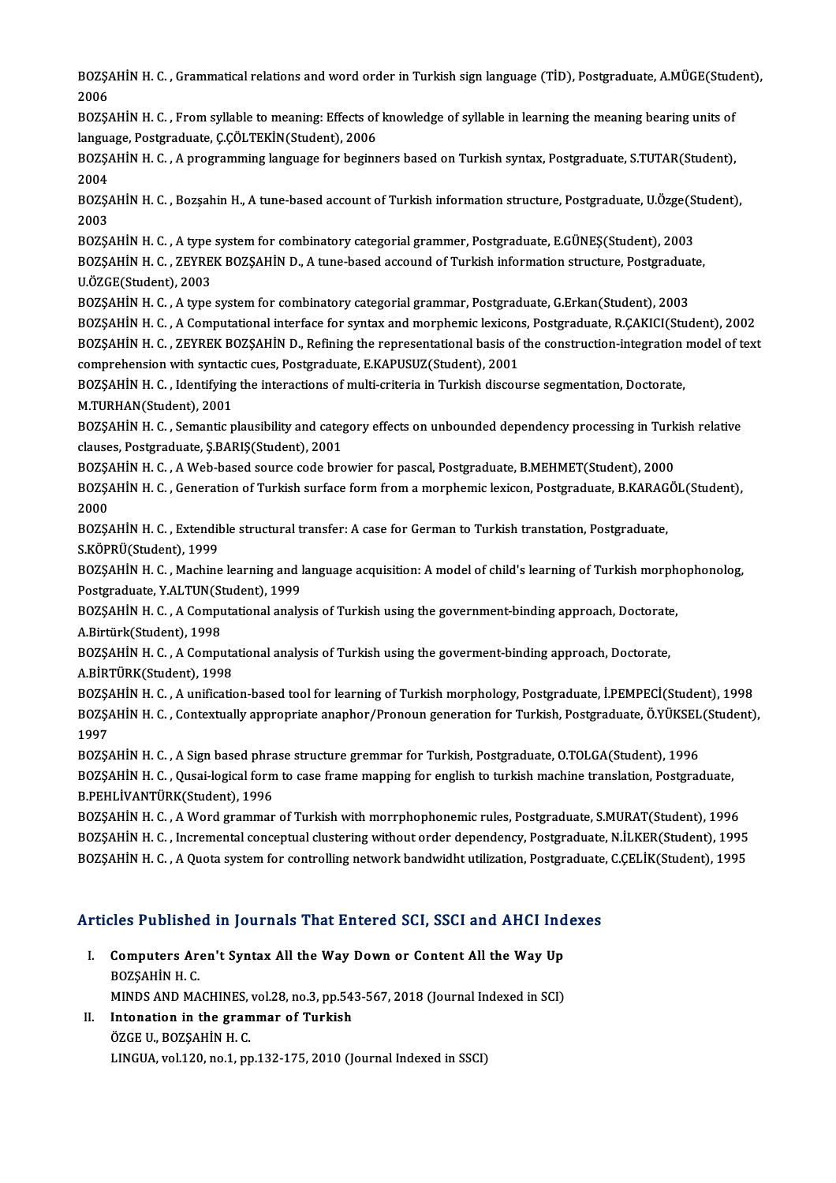BOZŞAHİN H. C. , Grammatical relations and word order in Turkish sign language (TİD), Postgraduate, A.MÜGE(Student), 2006

BOZŞAHİN H. C. , From syllable to meaning: Effects of knowledge of syllable in learning the meaning bearing units of language, Postgraduate, Ç.ÇÖLTEKİN(Student), 2006

BOZŞAHİN H. C. , A programming language for beginners based on Turkish syntax, Postgraduate, S.TUTAR(Student), 2004

BOZŞAHİN H. C. , Bozşahin H., A tune-based account of Turkish information structure, Postgraduate, U.Özge(Student), 2003

BOZŞAHİN H. C. , A type system for combinatory categorial grammer, Postgraduate, E.GÜNEŞ(Student), 2003

BOZŞAHİN H. C. , ZEYREK BOZŞAHİN D., A tune-based accound of Turkish information structure, Postgraduate, U.ÖZGE(Student), 2003

BOZŞAHİN H. C. , A type system for combinatory categorial grammar, Postgraduate, G.Erkan(Student), 2003

BOZŞAHİN H. C. , A Computational interface for syntax and morphemic lexicons, Postgraduate, R.ÇAKICI(Student), 2002

BOZŞAHİN H. C. , ZEYREK BOZŞAHİN D., Refining the representational basis of the construction-integration model of text comprehension with syntactic cues, Postgraduate, E.KAPUSUZ(Student), 2001

BOZŞAHİN H. C. , Identifying the interactions of multi-criteria in Turkish discourse segmentation, Doctorate, M.TURHAN(Student), 2001

BOZŞAHİN H. C. , Semantic plausibility and category effects on unbounded dependency processing in Turkish relative clauses, Postgraduate, Ş.BARIŞ(Student), 2001

BOZŞAHİN H. C. , A Web-based source code browier for pascal, Postgraduate, B.MEHMET(Student), 2000

BOZŞAHİN H. C. , Generation of Turkish surface form from a morphemic lexicon, Postgraduate, B.KARAGÖL(Student), 2000

BOZŞAHİN H. C. , Extendible structural transfer: A case for German to Turkish transtation, Postgraduate, S.KÖPRÜ(Student), 1999

BOZŞAHİN H. C. , Machine learning and language acquisition: A model of child's learning of Turkish morphophonolog, Postgraduate, Y.ALTUN(Student), 1999

BOZŞAHİN H. C. , A Computational analysis of Turkish using the government-binding approach, Doctorate, A.Birtürk(Student), 1998

BOZŞAHİN H. C. , A Computational analysis of Turkish using the goverment-binding approach, Doctorate, A.BİRTÜRK(Student), 1998

BOZŞAHİN H. C. , A unification-based tool for learning of Turkish morphology, Postgraduate, İ.PEMPECİ(Student), 1998

BOZŞAHİN H. C. , Contextually appropriate anaphor/Pronoun generation for Turkish, Postgraduate, Ö.YÜKSEL(Student), 1997

BOZŞAHİN H. C. , A Sign based phrase structure gremmar for Turkish, Postgraduate, O.TOLGA(Student), 1996

BOZŞAHİN H. C. , Qusai-logical form to case frame mapping for english to turkish machine translation, Postgraduate, B.PEHLİVANTÜRK(Student), 1996

BOZŞAHİN H. C. , A Word grammar of Turkish with morrphophonemic rules, Postgraduate, S.MURAT(Student), 1996

BOZŞAHİN H. C. , Incremental conceptual clustering without order dependency, Postgraduate, N.İLKER(Student), 1995

BOZŞAHİN H. C. , A Quota system for controlling network bandwidht utilization, Postgraduate, C.ÇELİK(Student), 1995

## Articles Published in Journals That Entered SCI, SSCI and AHCI Indexes

I. **Computers Aren't Syntax All the Way Down or Content All the Way Up**
   BOZŞAHİN H. C.
   MINDS AND MACHINES, vol.28, no.3, pp.543-567, 2018 (Journal Indexed in SCI)

II. **Intonation in the grammar of Turkish**
   ÖZGE U., BOZŞAHİN H. C.
   LINGUA, vol.120, no.1, pp.132-175, 2010 (Journal Indexed in SSCI)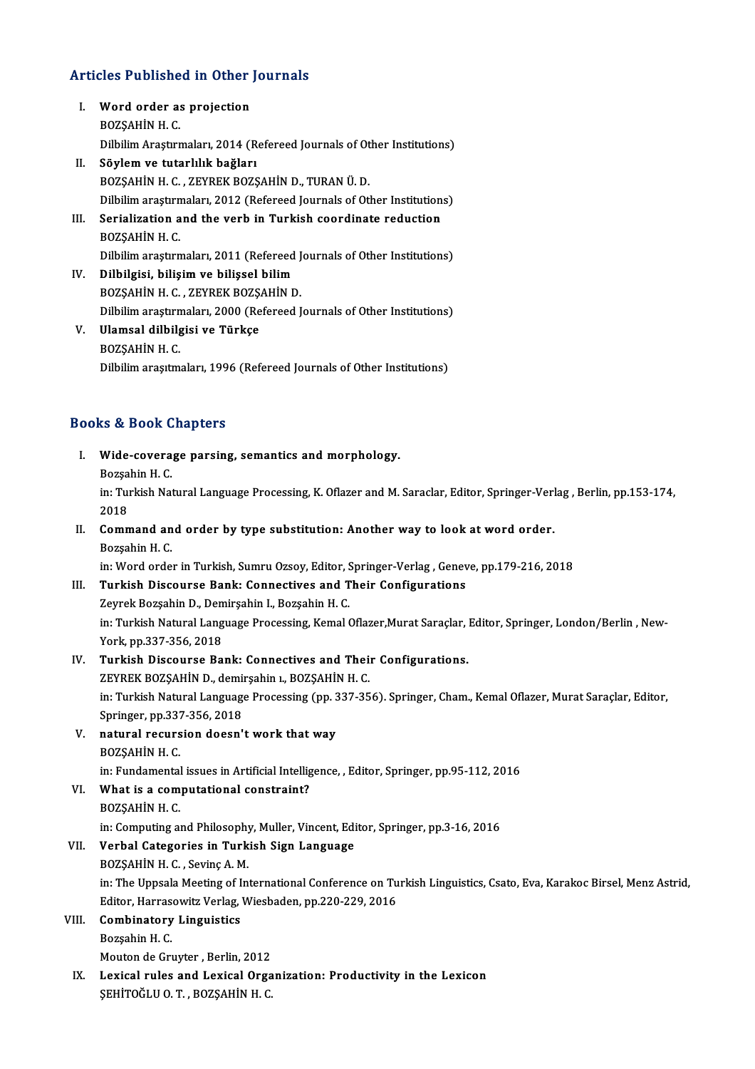## Articles Published in Other Journals

I. **Word order as projection**
   BOZŞAHİN H. C.
   Dilbilim Araştırmaları, 2014 (Refereed Journals of Other Institutions)

II. **Söylem ve tutarlılık bağları**
   BOZŞAHİN H. C. , ZEYREK BOZŞAHİN D., TURAN Ü. D.
   Dilbilim araştırmaları, 2012 (Refereed Journals of Other Institutions)

III. **Serialization and the verb in Turkish coordinate reduction**
   BOZŞAHİN H. C.
   Dilbilim araştırmaları, 2011 (Refereed Journals of Other Institutions)

IV. **Dilbilgisi, bilişim ve bilişsel bilim**
   BOZŞAHİN H. C. , ZEYREK BOZŞAHİN D.
   Dilbilim araştırmaları, 2000 (Refereed Journals of Other Institutions)

V. **Ulamsal dilbilgisi ve Türkçe**
   BOZŞAHİN H. C.
   Dilbilim araşıtmaları, 1996 (Refereed Journals of Other Institutions)

## Books & Book Chapters

I. **Wide-coverage parsing, semantics and morphology.**
   Bozşahin H. C.
   in: Turkish Natural Language Processing, K. Oflazer and M. Saraclar, Editor, Springer-Verlag , Berlin, pp.153-174, 2018

II. **Command and order by type substitution: Another way to look at word order.**
   Bozşahin H. C.
   in: Word order in Turkish, Sumru Ozsoy, Editor, Springer-Verlag , Geneve, pp.179-216, 2018

III. **Turkish Discourse Bank: Connectives and Their Configurations**
   Zeyrek Bozşahin D., Demirşahin I., Bozşahin H. C.
   in: Turkish Natural Language Processing, Kemal Oflazer,Murat Saraçlar, Editor, Springer, London/Berlin , New-York, pp.337-356, 2018

IV. **Turkish Discourse Bank: Connectives and Their Configurations.**
   ZEYREK BOZŞAHİN D., demirşahin ı., BOZŞAHİN H. C.
   in: Turkish Natural Language Processing (pp. 337-356). Springer, Cham., Kemal Oflazer, Murat Saraçlar, Editor, Springer, pp.337-356, 2018

V. **natural recursion doesn't work that way**
   BOZŞAHİN H. C.
   in: Fundamental issues in Artificial Intelligence, , Editor, Springer, pp.95-112, 2016

VI. **What is a computational constraint?**
   BOZŞAHİN H. C.
   in: Computing and Philosophy, Muller, Vincent, Editor, Springer, pp.3-16, 2016

VII. **Verbal Categories in Turkish Sign Language**
   BOZŞAHİN H. C. , Sevinç A. M.
   in: The Uppsala Meeting of International Conference on Turkish Linguistics, Csato, Eva, Karakoc Birsel, Menz Astrid, Editor, Harrasowitz Verlag, Wiesbaden, pp.220-229, 2016

VIII. **Combinatory Linguistics**
   Bozşahin H. C.
   Mouton de Gruyter , Berlin, 2012

IX. **Lexical rules and Lexical Organization: Productivity in the Lexicon**
   ŞEHİTOĞLU O. T. , BOZŞAHİN H. C.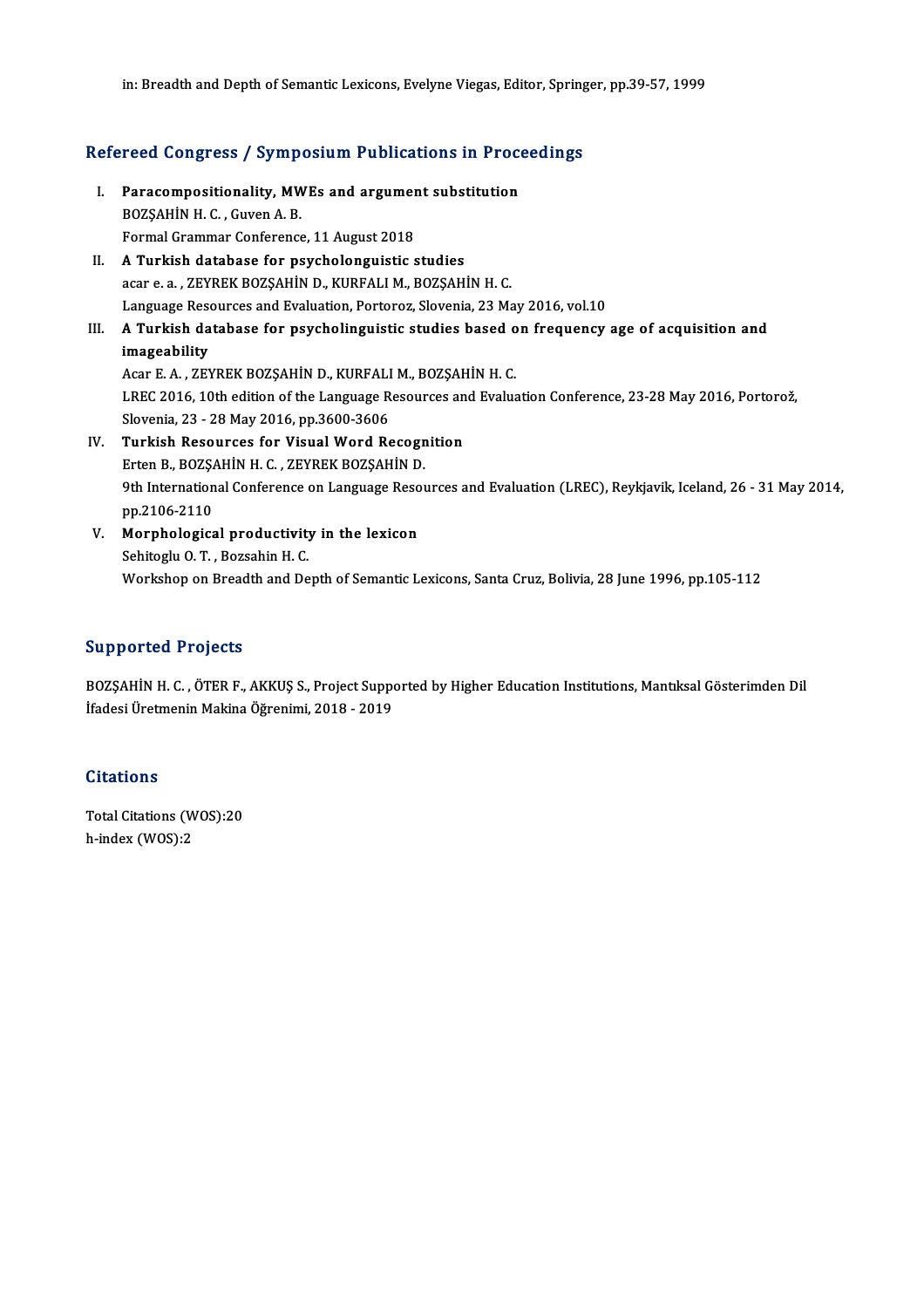in: Breadth and Depth of Semantic Lexicons, Evelyne Viegas, Editor, Springer, pp.39-57, 1999

## Refereed Congress / Symposium Publications in Proceedings

I. **Paracompositionality, MWEs and argument substitution**
   BOZŞAHİN H. C. , Guven A. B.
   Formal Grammar Conference, 11 August 2018
II. **A Turkish database for psycholonguistic studies**
   acar e. a. , ZEYREK BOZŞAHİN D., KURFALI M., BOZŞAHİN H. C.
   Language Resources and Evaluation, Portoroz, Slovenia, 23 May 2016, vol.10
III. **A Turkish database for psycholinguistic studies based on frequency age of acquisition and imageability**
   Acar E. A. , ZEYREK BOZŞAHİN D., KURFALI M., BOZŞAHİN H. C.
   LREC 2016, 10th edition of the Language Resources and Evaluation Conference, 23-28 May 2016, Portorož, Slovenia, 23 - 28 May 2016, pp.3600-3606
IV. **Turkish Resources for Visual Word Recognition**
   Erten B., BOZŞAHİN H. C. , ZEYREK BOZŞAHİN D.
   9th International Conference on Language Resources and Evaluation (LREC), Reykjavik, Iceland, 26 - 31 May 2014, pp.2106-2110
V. **Morphological productivity in the lexicon**
   Sehitoglu O. T. , Bozsahin H. C.
   Workshop on Breadth and Depth of Semantic Lexicons, Santa Cruz, Bolivia, 28 June 1996, pp.105-112

## Supported Projects

BOZŞAHİN H. C. , ÖTER F., AKKUŞ S., Project Supported by Higher Education Institutions, Mantıksal Gösterimden Dil İfadesi Üretmenin Makina Öğrenimi, 2018 - 2019

## Citations

Total Citations (WOS):20
h-index (WOS):2